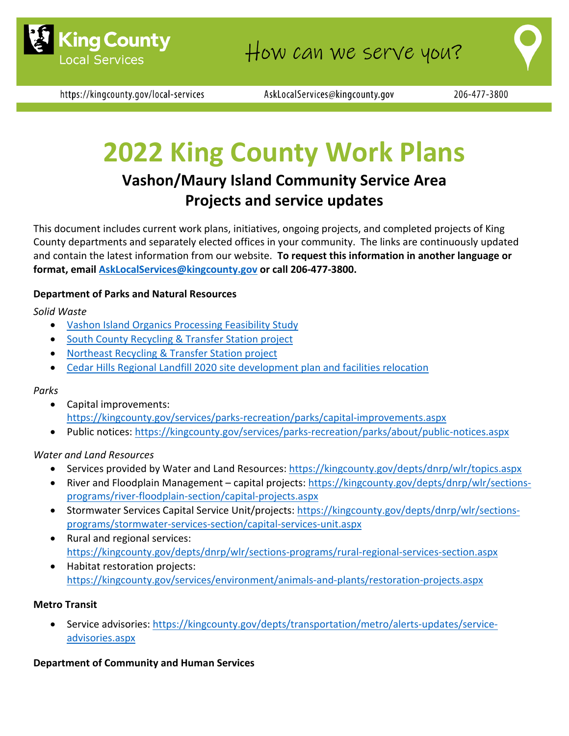King County Local Services

How can we serve you?

https://kingcounty.gov/local-services AskLocalServices@kingcounty.gov 206-477-3800

# 2022 King County Work Plans

## Vashon/Maury Island Community Service Area
## Projects and service updates

This document includes current work plans, initiatives, ongoing projects, and completed projects of King County departments and separately elected offices in your community. The links are continuously updated and contain the latest information from our website. **To request this information in another language or format, email AskLocalServices@kingcounty.gov or call 206-477-3800.**

**Department of Parks and Natural Resources**

*Solid Waste*

- Vashon Island Organics Processing Feasibility Study
- South County Recycling & Transfer Station project
- Northeast Recycling & Transfer Station project
- Cedar Hills Regional Landfill 2020 site development plan and facilities relocation

*Parks*

- Capital improvements: https://kingcounty.gov/services/parks-recreation/parks/capital-improvements.aspx
- Public notices: https://kingcounty.gov/services/parks-recreation/parks/about/public-notices.aspx

*Water and Land Resources*

- Services provided by Water and Land Resources: https://kingcounty.gov/depts/dnrp/wlr/topics.aspx
- River and Floodplain Management – capital projects: https://kingcounty.gov/depts/dnrp/wlr/sections-programs/river-floodplain-section/capital-projects.aspx
- Stormwater Services Capital Service Unit/projects: https://kingcounty.gov/depts/dnrp/wlr/sections-programs/stormwater-services-section/capital-services-unit.aspx
- Rural and regional services: https://kingcounty.gov/depts/dnrp/wlr/sections-programs/rural-regional-services-section.aspx
- Habitat restoration projects: https://kingcounty.gov/services/environment/animals-and-plants/restoration-projects.aspx

**Metro Transit**

- Service advisories: https://kingcounty.gov/depts/transportation/metro/alerts-updates/service-advisories.aspx

**Department of Community and Human Services**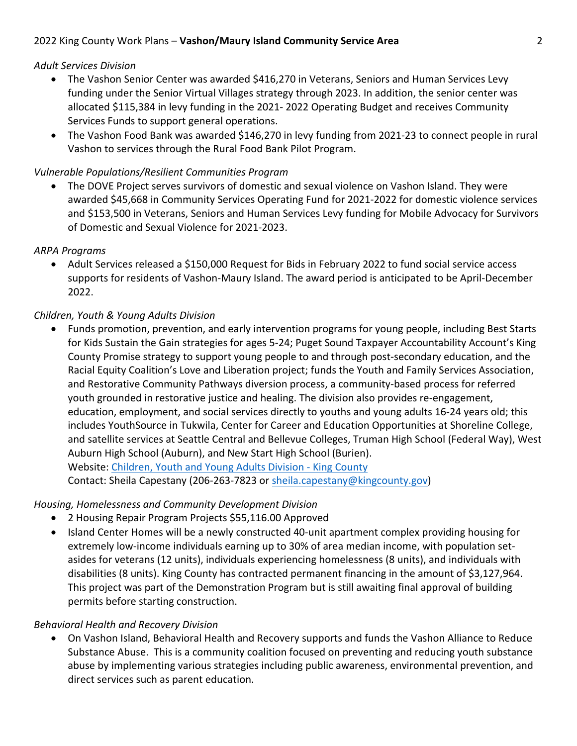*Adult Services Division*

- The Vashon Senior Center was awarded $416,270 in Veterans, Seniors and Human Services Levy funding under the Senior Virtual Villages strategy through 2023. In addition, the senior center was allocated $115,384 in levy funding in the 2021- 2022 Operating Budget and receives Community Services Funds to support general operations.
- The Vashon Food Bank was awarded $146,270 in levy funding from 2021-23 to connect people in rural Vashon to services through the Rural Food Bank Pilot Program.

*Vulnerable Populations/Resilient Communities Program*

- The DOVE Project serves survivors of domestic and sexual violence on Vashon Island. They were awarded $45,668 in Community Services Operating Fund for 2021-2022 for domestic violence services and $153,500 in Veterans, Seniors and Human Services Levy funding for Mobile Advocacy for Survivors of Domestic and Sexual Violence for 2021-2023.

*ARPA Programs*

- Adult Services released a $150,000 Request for Bids in February 2022 to fund social service access supports for residents of Vashon-Maury Island. The award period is anticipated to be April-December 2022.

*Children, Youth & Young Adults Division*

- Funds promotion, prevention, and early intervention programs for young people, including Best Starts for Kids Sustain the Gain strategies for ages 5-24; Puget Sound Taxpayer Accountability Account's King County Promise strategy to support young people to and through post-secondary education, and the Racial Equity Coalition's Love and Liberation project; funds the Youth and Family Services Association, and Restorative Community Pathways diversion process, a community-based process for referred youth grounded in restorative justice and healing. The division also provides re-engagement, education, employment, and social services directly to youths and young adults 16-24 years old; this includes YouthSource in Tukwila, Center for Career and Education Opportunities at Shoreline College, and satellite services at Seattle Central and Bellevue Colleges, Truman High School (Federal Way), West Auburn High School (Auburn), and New Start High School (Burien).
  Website: Children, Youth and Young Adults Division - King County
  Contact: Sheila Capestany (206-263-7823 or sheila.capestany@kingcounty.gov)

*Housing, Homelessness and Community Development Division*

- 2 Housing Repair Program Projects $55,116.00 Approved
- Island Center Homes will be a newly constructed 40-unit apartment complex providing housing for extremely low-income individuals earning up to 30% of area median income, with population set-asides for veterans (12 units), individuals experiencing homelessness (8 units), and individuals with disabilities (8 units). King County has contracted permanent financing in the amount of $3,127,964. This project was part of the Demonstration Program but is still awaiting final approval of building permits before starting construction.

*Behavioral Health and Recovery Division*

- On Vashon Island, Behavioral Health and Recovery supports and funds the Vashon Alliance to Reduce Substance Abuse. This is a community coalition focused on preventing and reducing youth substance abuse by implementing various strategies including public awareness, environmental prevention, and direct services such as parent education.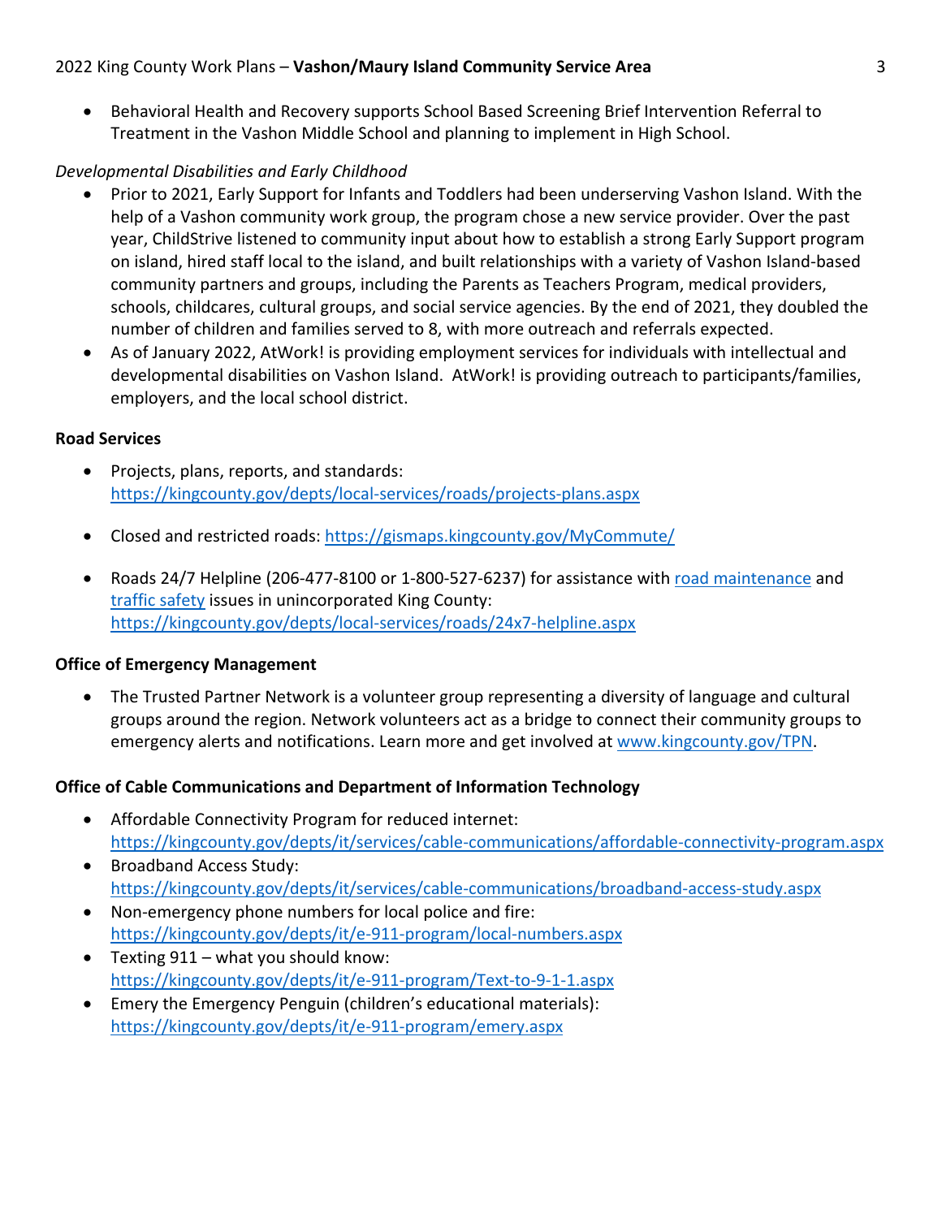- Behavioral Health and Recovery supports School Based Screening Brief Intervention Referral to Treatment in the Vashon Middle School and planning to implement in High School.

*Developmental Disabilities and Early Childhood*

- Prior to 2021, Early Support for Infants and Toddlers had been underserving Vashon Island. With the help of a Vashon community work group, the program chose a new service provider. Over the past year, ChildStrive listened to community input about how to establish a strong Early Support program on island, hired staff local to the island, and built relationships with a variety of Vashon Island-based community partners and groups, including the Parents as Teachers Program, medical providers, schools, childcares, cultural groups, and social service agencies. By the end of 2021, they doubled the number of children and families served to 8, with more outreach and referrals expected.
- As of January 2022, AtWork! is providing employment services for individuals with intellectual and developmental disabilities on Vashon Island. AtWork! is providing outreach to participants/families, employers, and the local school district.

**Road Services**

- Projects, plans, reports, and standards: https://kingcounty.gov/depts/local-services/roads/projects-plans.aspx
- Closed and restricted roads: https://gismaps.kingcounty.gov/MyCommute/
- Roads 24/7 Helpline (206-477-8100 or 1-800-527-6237) for assistance with road maintenance and traffic safety issues in unincorporated King County: https://kingcounty.gov/depts/local-services/roads/24x7-helpline.aspx

**Office of Emergency Management**

- The Trusted Partner Network is a volunteer group representing a diversity of language and cultural groups around the region. Network volunteers act as a bridge to connect their community groups to emergency alerts and notifications. Learn more and get involved at www.kingcounty.gov/TPN.

**Office of Cable Communications and Department of Information Technology**

- Affordable Connectivity Program for reduced internet: https://kingcounty.gov/depts/it/services/cable-communications/affordable-connectivity-program.aspx
- Broadband Access Study: https://kingcounty.gov/depts/it/services/cable-communications/broadband-access-study.aspx
- Non-emergency phone numbers for local police and fire: https://kingcounty.gov/depts/it/e-911-program/local-numbers.aspx
- Texting 911 – what you should know: https://kingcounty.gov/depts/it/e-911-program/Text-to-9-1-1.aspx
- Emery the Emergency Penguin (children's educational materials): https://kingcounty.gov/depts/it/e-911-program/emery.aspx